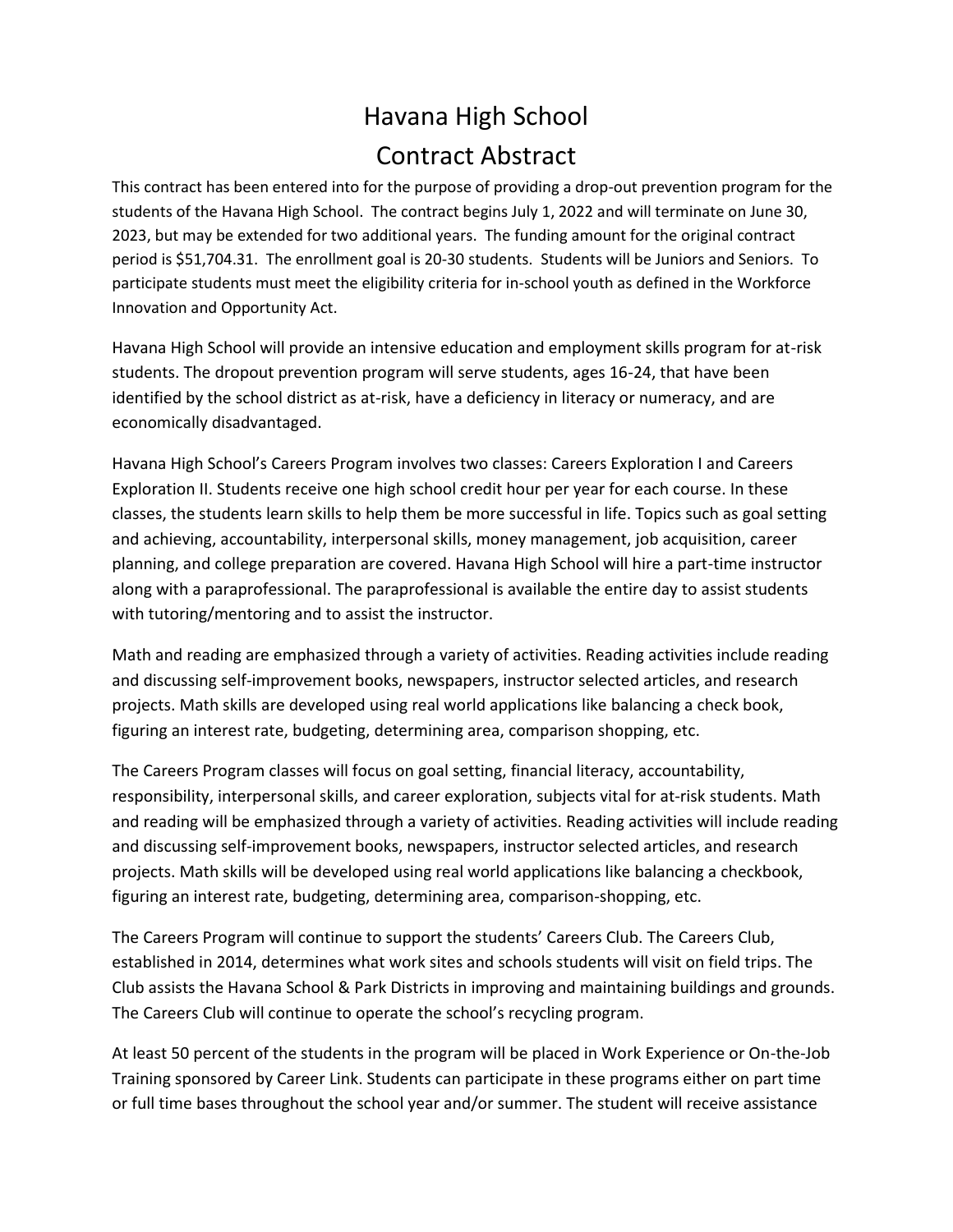# Havana High School

## Contract Abstract

This contract has been entered into for the purpose of providing a drop-out prevention program for the students of the Havana High School. The contract begins July 1, 2022 and will terminate on June 30, 2023, but may be extended for two additional years. The funding amount for the original contract period is $51,704.31. The enrollment goal is 20-30 students. Students will be Juniors and Seniors. To participate students must meet the eligibility criteria for in-school youth as defined in the Workforce Innovation and Opportunity Act.

Havana High School will provide an intensive education and employment skills program for at-risk students. The dropout prevention program will serve students, ages 16-24, that have been identified by the school district as at-risk, have a deficiency in literacy or numeracy, and are economically disadvantaged.

Havana High School's Careers Program involves two classes: Careers Exploration I and Careers Exploration II. Students receive one high school credit hour per year for each course. In these classes, the students learn skills to help them be more successful in life. Topics such as goal setting and achieving, accountability, interpersonal skills, money management, job acquisition, career planning, and college preparation are covered. Havana High School will hire a part-time instructor along with a paraprofessional. The paraprofessional is available the entire day to assist students with tutoring/mentoring and to assist the instructor.

Math and reading are emphasized through a variety of activities. Reading activities include reading and discussing self-improvement books, newspapers, instructor selected articles, and research projects. Math skills are developed using real world applications like balancing a check book, figuring an interest rate, budgeting, determining area, comparison shopping, etc.

The Careers Program classes will focus on goal setting, financial literacy, accountability, responsibility, interpersonal skills, and career exploration, subjects vital for at-risk students. Math and reading will be emphasized through a variety of activities. Reading activities will include reading and discussing self-improvement books, newspapers, instructor selected articles, and research projects. Math skills will be developed using real world applications like balancing a checkbook, figuring an interest rate, budgeting, determining area, comparison-shopping, etc.

The Careers Program will continue to support the students' Careers Club. The Careers Club, established in 2014, determines what work sites and schools students will visit on field trips. The Club assists the Havana School & Park Districts in improving and maintaining buildings and grounds. The Careers Club will continue to operate the school's recycling program.

At least 50 percent of the students in the program will be placed in Work Experience or On-the-Job Training sponsored by Career Link. Students can participate in these programs either on part time or full time bases throughout the school year and/or summer. The student will receive assistance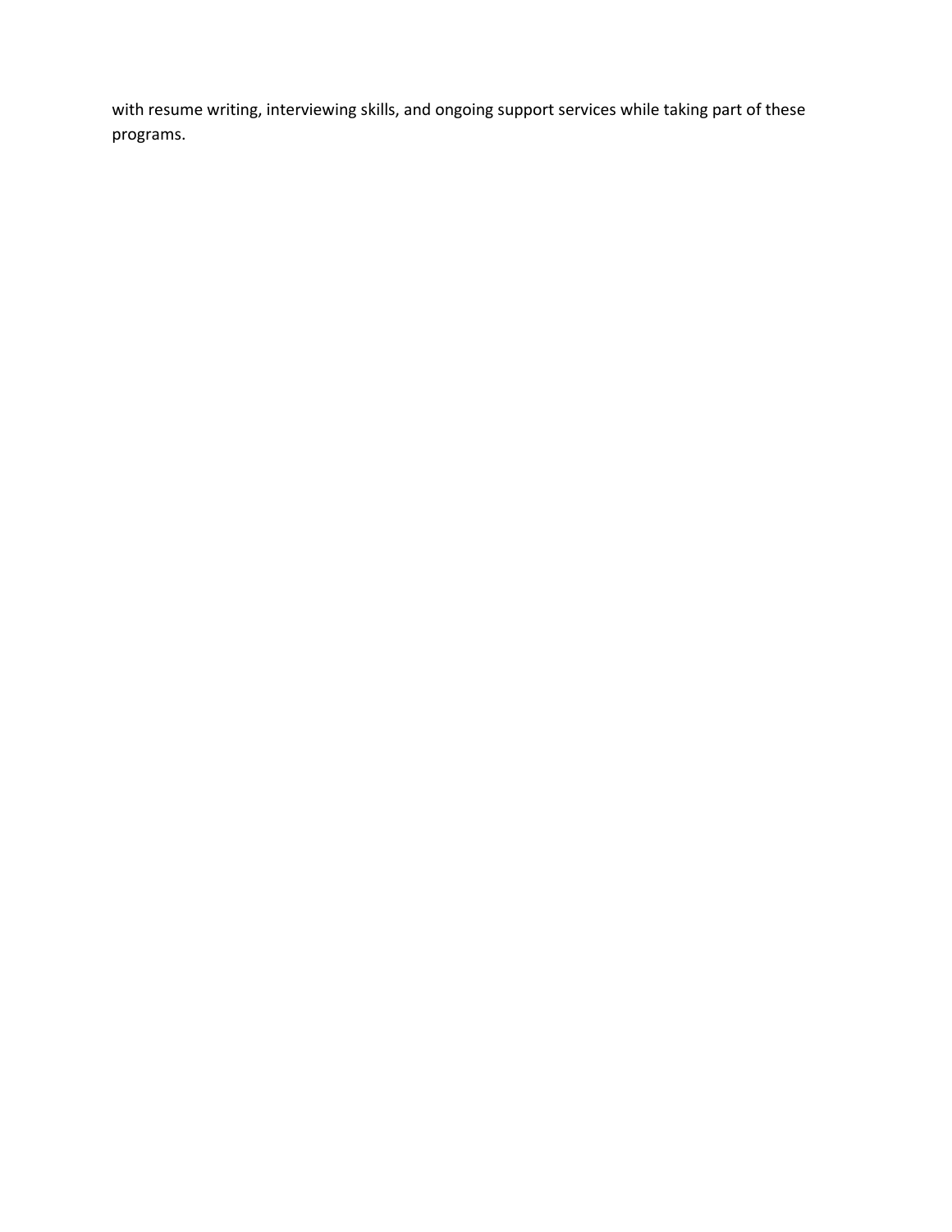with resume writing, interviewing skills, and ongoing support services while taking part of these programs.